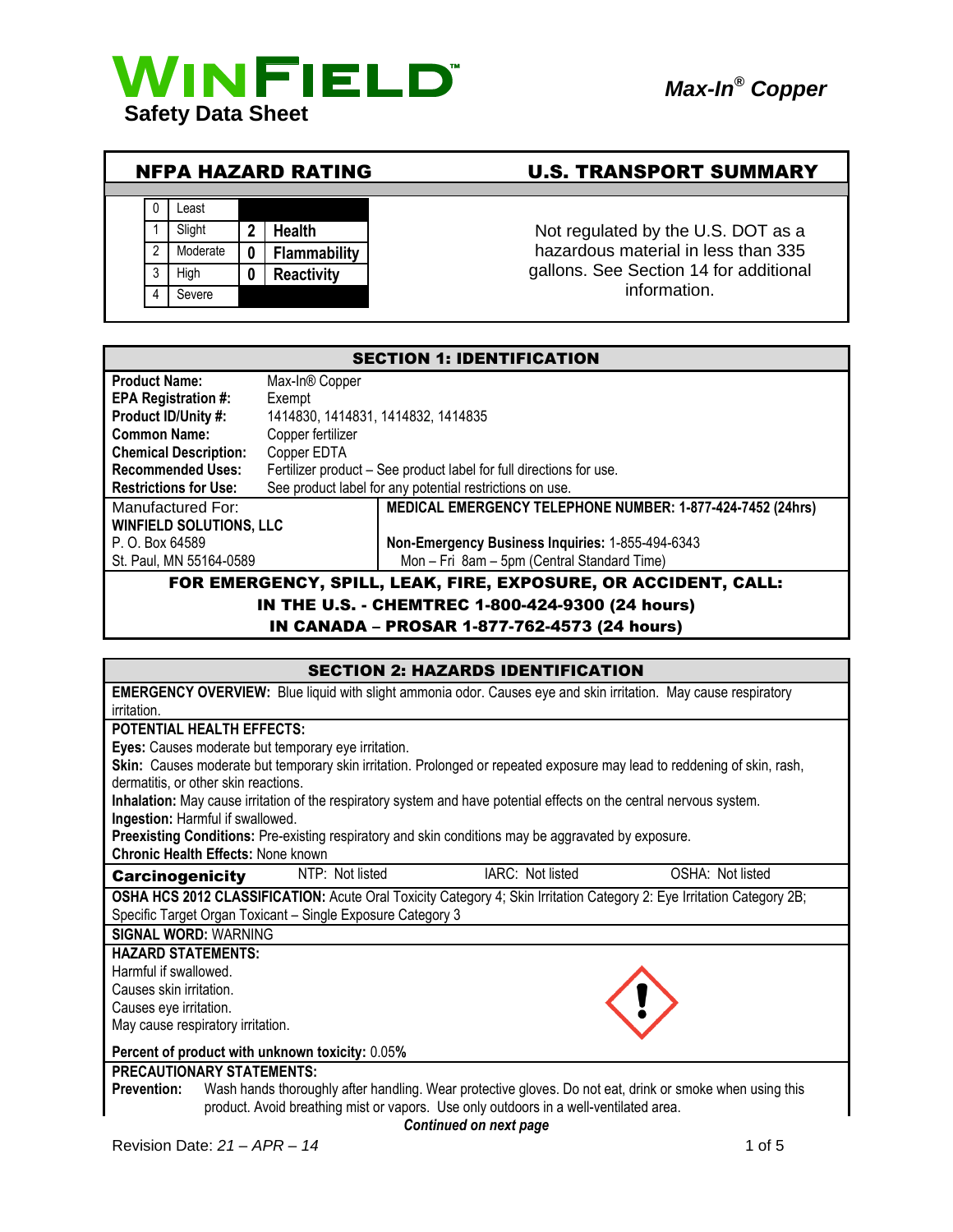# WINFIELD

**Safety Data Sheet**

***Max-In® Copper***

## NFPA HAZARD RATING

| | | | |
|---|---|---|---|
| 0 | Least | | |
| 1 | Slight | 2 | **Health** |
| 2 | Moderate | 0 | **Flammability** |
| 3 | High | 0 | **Reactivity** |
| 4 | Severe | | |

## U.S. TRANSPORT SUMMARY

Not regulated by the U.S. DOT as a hazardous material in less than 335 gallons. See Section 14 for additional information.

## SECTION 1: IDENTIFICATION

| | |
|---|---|
| **Product Name:** | Max-In® Copper |
| **EPA Registration #:** | Exempt |
| **Product ID/Unity #:** | 1414830, 1414831, 1414832, 1414835 |
| **Common Name:** | Copper fertilizer |
| **Chemical Description:** | Copper EDTA |
| **Recommended Uses:** | Fertilizer product – See product label for full directions for use. |
| **Restrictions for Use:** | See product label for any potential restrictions on use. |

Manufactured For:
**WINFIELD SOLUTIONS, LLC**
P. O. Box 64589
St. Paul, MN 55164-0589

**MEDICAL EMERGENCY TELEPHONE NUMBER: 1-877-424-7452 (24hrs)**

**Non-Emergency Business Inquiries:** 1-855-494-6343
Mon – Fri 8am – 5pm (Central Standard Time)

**FOR EMERGENCY, SPILL, LEAK, FIRE, EXPOSURE, OR ACCIDENT, CALL:**
**IN THE U.S. - CHEMTREC 1-800-424-9300 (24 hours)**
**IN CANADA – PROSAR 1-877-762-4573 (24 hours)**

## SECTION 2: HAZARDS IDENTIFICATION

**EMERGENCY OVERVIEW:** Blue liquid with slight ammonia odor. Causes eye and skin irritation. May cause respiratory irritation.

**POTENTIAL HEALTH EFFECTS:**
**Eyes:** Causes moderate but temporary eye irritation.
**Skin:** Causes moderate but temporary skin irritation. Prolonged or repeated exposure may lead to reddening of skin, rash, dermatitis, or other skin reactions.
**Inhalation:** May cause irritation of the respiratory system and have potential effects on the central nervous system.
**Ingestion:** Harmful if swallowed.
**Preexisting Conditions:** Pre-existing respiratory and skin conditions may be aggravated by exposure.
**Chronic Health Effects:** None known

| **Carcinogenicity** | NTP: Not listed | IARC: Not listed | OSHA: Not listed |
|---|---|---|---|

**OSHA HCS 2012 CLASSIFICATION:** Acute Oral Toxicity Category 4; Skin Irritation Category 2: Eye Irritation Category 2B; Specific Target Organ Toxicant – Single Exposure Category 3

**SIGNAL WORD:** WARNING

**HAZARD STATEMENTS:**
Harmful if swallowed.
Causes skin irritation.
Causes eye irritation.
May cause respiratory irritation.

**Percent of product with unknown toxicity:** 0.05%

**PRECAUTIONARY STATEMENTS:**
**Prevention:** Wash hands thoroughly after handling. Wear protective gloves. Do not eat, drink or smoke when using this product. Avoid breathing mist or vapors. Use only outdoors in a well-ventilated area.

***Continued on next page***

Revision Date: *21 – APR – 14*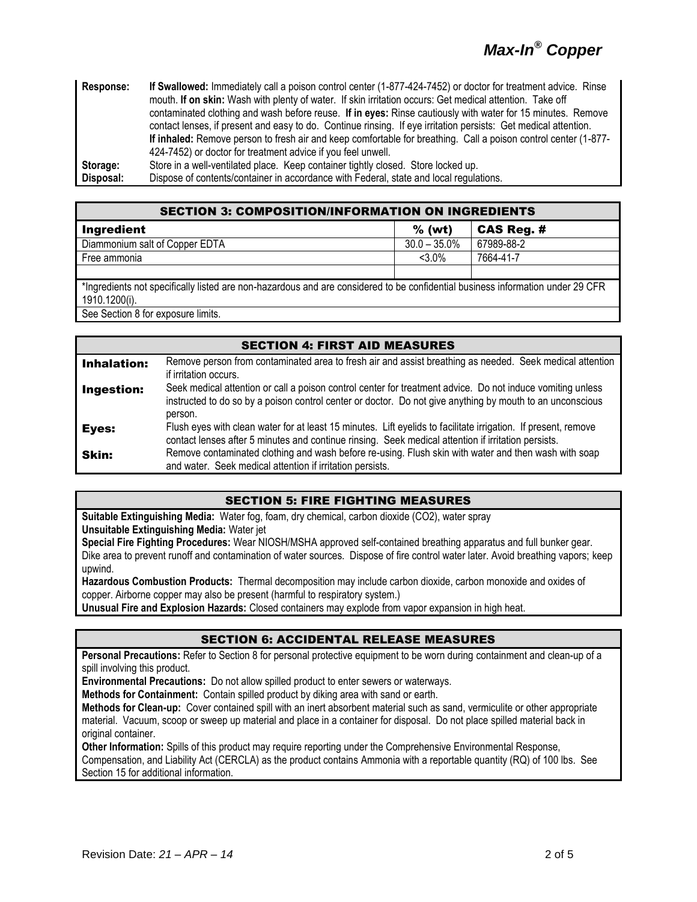| | |
|---|---|
| **Response:** | **If Swallowed:** Immediately call a poison control center (1-877-424-7452) or doctor for treatment advice. Rinse mouth. **If on skin:** Wash with plenty of water. If skin irritation occurs: Get medical attention. Take off contaminated clothing and wash before reuse. **If in eyes:** Rinse cautiously with water for 15 minutes. Remove contact lenses, if present and easy to do. Continue rinsing. If eye irritation persists: Get medical attention. **If inhaled:** Remove person to fresh air and keep comfortable for breathing. Call a poison control center (1-877-424-7452) or doctor for treatment advice if you feel unwell. |
| **Storage:** | Store in a well-ventilated place. Keep container tightly closed. Store locked up. |
| **Disposal:** | Dispose of contents/container in accordance with Federal, state and local regulations. |

## SECTION 3: COMPOSITION/INFORMATION ON INGREDIENTS

| Ingredient | % (wt) | CAS Reg. # |
|---|---|---|
| Diammonium salt of Copper EDTA | 30.0 – 35.0% | 67989-88-2 |
| Free ammonia | <3.0% | 7664-41-7 |
| | | |

*Ingredients not specifically listed are non-hazardous and are considered to be confidential business information under 29 CFR 1910.1200(i).

See Section 8 for exposure limits.

## SECTION 4: FIRST AID MEASURES

| | |
|---|---|
| **Inhalation:** | Remove person from contaminated area to fresh air and assist breathing as needed. Seek medical attention if irritation occurs. |
| **Ingestion:** | Seek medical attention or call a poison control center for treatment advice. Do not induce vomiting unless instructed to do so by a poison control center or doctor. Do not give anything by mouth to an unconscious person. |
| **Eyes:** | Flush eyes with clean water for at least 15 minutes. Lift eyelids to facilitate irrigation. If present, remove contact lenses after 5 minutes and continue rinsing. Seek medical attention if irritation persists. |
| **Skin:** | Remove contaminated clothing and wash before re-using. Flush skin with water and then wash with soap and water. Seek medical attention if irritation persists. |

## SECTION 5: FIRE FIGHTING MEASURES

**Suitable Extinguishing Media:** Water fog, foam, dry chemical, carbon dioxide ($CO_2$), water spray

**Unsuitable Extinguishing Media:** Water jet

**Special Fire Fighting Procedures:** Wear NIOSH/MSHA approved self-contained breathing apparatus and full bunker gear. Dike area to prevent runoff and contamination of water sources. Dispose of fire control water later. Avoid breathing vapors; keep upwind.

**Hazardous Combustion Products:** Thermal decomposition may include carbon dioxide, carbon monoxide and oxides of copper. Airborne copper may also be present (harmful to respiratory system.)

**Unusual Fire and Explosion Hazards:** Closed containers may explode from vapor expansion in high heat.

## SECTION 6: ACCIDENTAL RELEASE MEASURES

**Personal Precautions:** Refer to Section 8 for personal protective equipment to be worn during containment and clean-up of a spill involving this product.

**Environmental Precautions:** Do not allow spilled product to enter sewers or waterways.

**Methods for Containment:** Contain spilled product by diking area with sand or earth.

**Methods for Clean-up:** Cover contained spill with an inert absorbent material such as sand, vermiculite or other appropriate material. Vacuum, scoop or sweep up material and place in a container for disposal. Do not place spilled material back in original container.

**Other Information:** Spills of this product may require reporting under the Comprehensive Environmental Response, Compensation, and Liability Act (CERCLA) as the product contains Ammonia with a reportable quantity (RQ) of 100 lbs. See Section 15 for additional information.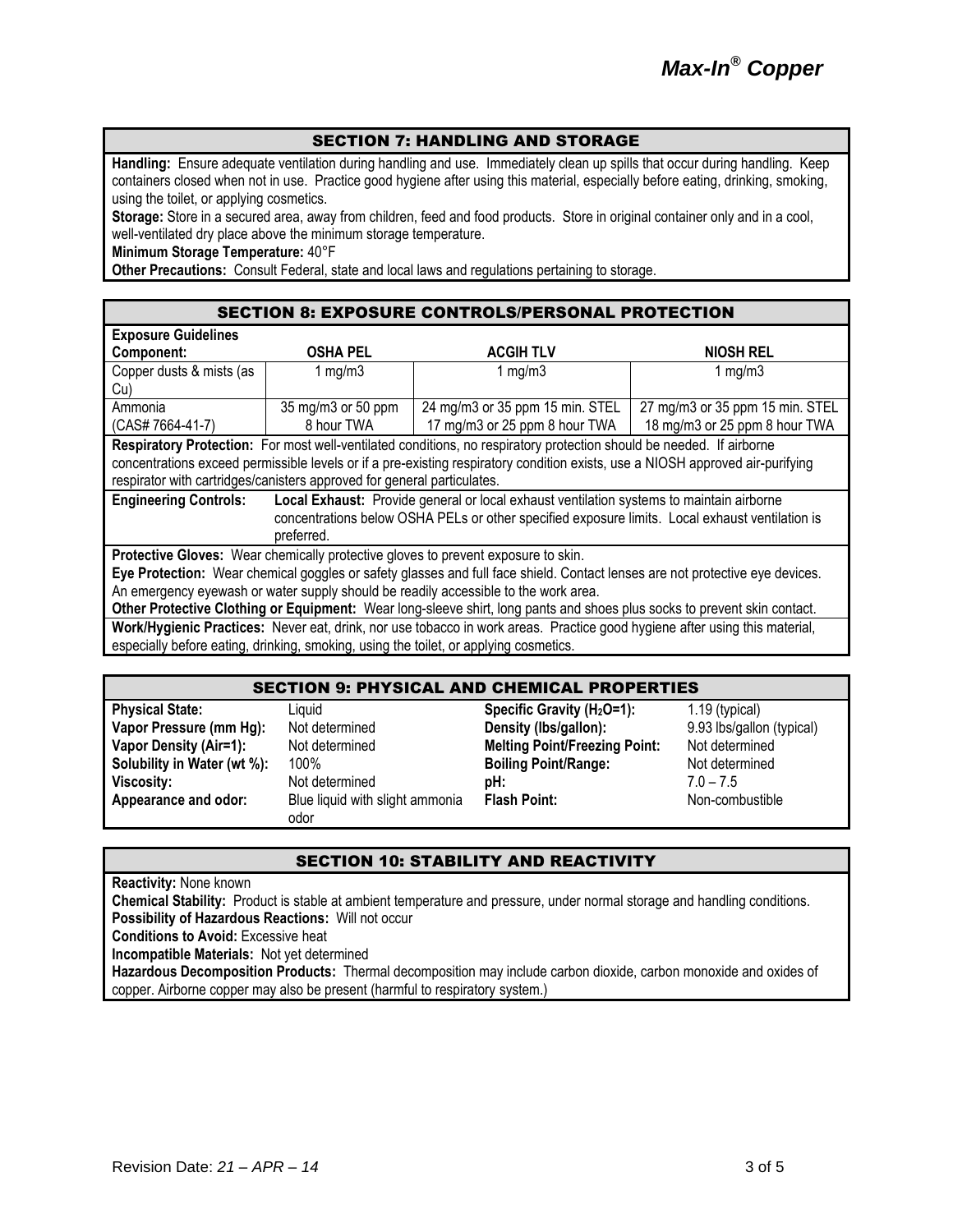## SECTION 7: HANDLING AND STORAGE

**Handling:** Ensure adequate ventilation during handling and use. Immediately clean up spills that occur during handling. Keep containers closed when not in use. Practice good hygiene after using this material, especially before eating, drinking, smoking, using the toilet, or applying cosmetics.

**Storage:** Store in a secured area, away from children, feed and food products. Store in original container only and in a cool, well-ventilated dry place above the minimum storage temperature.

**Minimum Storage Temperature:** 40°F

**Other Precautions:** Consult Federal, state and local laws and regulations pertaining to storage.

## SECTION 8: EXPOSURE CONTROLS/PERSONAL PROTECTION

**Exposure Guidelines**

| Component: | OSHA PEL | ACGIH TLV | NIOSH REL |
|---|---|---|---|
| Copper dusts & mists (as Cu) | 1 mg/m3 | 1 mg/m3 | 1 mg/m3 |
| Ammonia (CAS# 7664-41-7) | 35 mg/m3 or 50 ppm 8 hour TWA | 24 mg/m3 or 35 ppm 15 min. STEL 17 mg/m3 or 25 ppm 8 hour TWA | 27 mg/m3 or 35 ppm 15 min. STEL 18 mg/m3 or 25 ppm 8 hour TWA |

**Respiratory Protection:** For most well-ventilated conditions, no respiratory protection should be needed. If airborne concentrations exceed permissible levels or if a pre-existing respiratory condition exists, use a NIOSH approved air-purifying respirator with cartridges/canisters approved for general particulates.

**Engineering Controls:** **Local Exhaust:** Provide general or local exhaust ventilation systems to maintain airborne concentrations below OSHA PELs or other specified exposure limits. Local exhaust ventilation is preferred.

**Protective Gloves:** Wear chemically protective gloves to prevent exposure to skin.

**Eye Protection:** Wear chemical goggles or safety glasses and full face shield. Contact lenses are not protective eye devices. An emergency eyewash or water supply should be readily accessible to the work area.

**Other Protective Clothing or Equipment:** Wear long-sleeve shirt, long pants and shoes plus socks to prevent skin contact.

**Work/Hygienic Practices:** Never eat, drink, nor use tobacco in work areas. Practice good hygiene after using this material, especially before eating, drinking, smoking, using the toilet, or applying cosmetics.

## SECTION 9: PHYSICAL AND CHEMICAL PROPERTIES

| | | | |
|---|---|---|---|
| **Physical State:** | Liquid | **Specific Gravity ($H_2O$=1):** | 1.19 (typical) |
| **Vapor Pressure (mm Hg):** | Not determined | **Density (lbs/gallon):** | 9.93 lbs/gallon (typical) |
| **Vapor Density (Air=1):** | Not determined | **Melting Point/Freezing Point:** | Not determined |
| **Solubility in Water (wt %):** | 100% | **Boiling Point/Range:** | Not determined |
| **Viscosity:** | Not determined | **pH:** | 7.0 – 7.5 |
| **Appearance and odor:** | Blue liquid with slight ammonia odor | **Flash Point:** | Non-combustible |

## SECTION 10: STABILITY AND REACTIVITY

**Reactivity:** None known

**Chemical Stability:** Product is stable at ambient temperature and pressure, under normal storage and handling conditions.

**Possibility of Hazardous Reactions:** Will not occur

**Conditions to Avoid:** Excessive heat

**Incompatible Materials:** Not yet determined

**Hazardous Decomposition Products:** Thermal decomposition may include carbon dioxide, carbon monoxide and oxides of copper. Airborne copper may also be present (harmful to respiratory system.)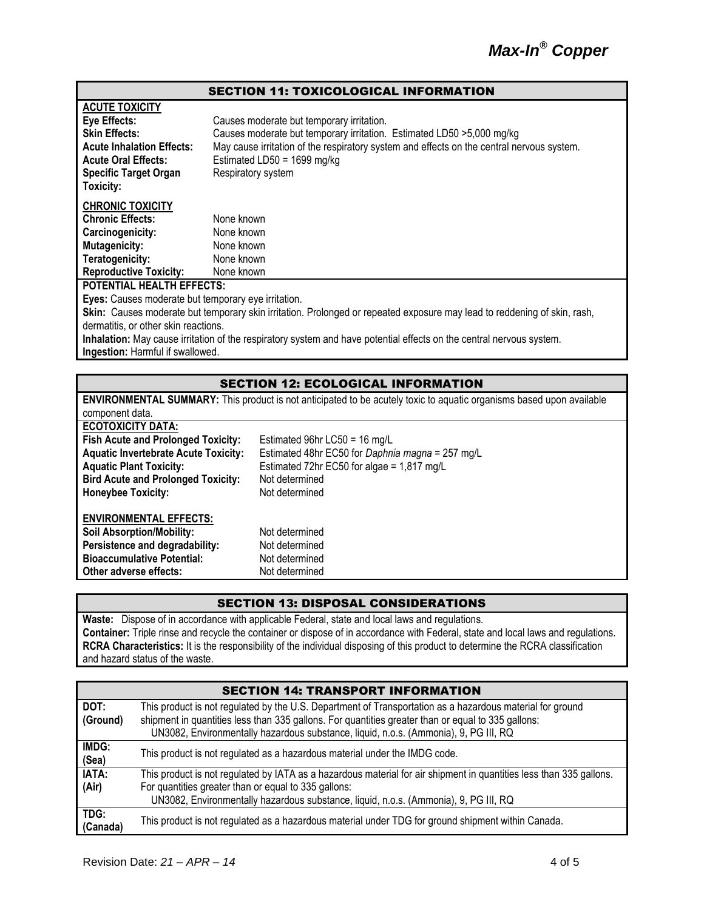## SECTION 11: TOXICOLOGICAL INFORMATION

**ACUTE TOXICITY**

| | |
|---|---|
| **Eye Effects:** | Causes moderate but temporary irritation. |
| **Skin Effects:** | Causes moderate but temporary irritation. Estimated LD50 >5,000 mg/kg |
| **Acute Inhalation Effects:** | May cause irritation of the respiratory system and effects on the central nervous system. |
| **Acute Oral Effects:** | Estimated LD50 = 1699 mg/kg |
| **Specific Target Organ Toxicity:** | Respiratory system |

**CHRONIC TOXICITY**

| | |
|---|---|
| **Chronic Effects:** | None known |
| **Carcinogenicity:** | None known |
| **Mutagenicity:** | None known |
| **Teratogenicity:** | None known |
| **Reproductive Toxicity:** | None known |

**POTENTIAL HEALTH EFFECTS:**

**Eyes:** Causes moderate but temporary eye irritation.

**Skin:** Causes moderate but temporary skin irritation. Prolonged or repeated exposure may lead to reddening of skin, rash, dermatitis, or other skin reactions.

**Inhalation:** May cause irritation of the respiratory system and have potential effects on the central nervous system.

**Ingestion:** Harmful if swallowed.

## SECTION 12: ECOLOGICAL INFORMATION

**ENVIRONMENTAL SUMMARY:** This product is not anticipated to be acutely toxic to aquatic organisms based upon available component data.

**ECOTOXICITY DATA:**

| | |
|---|---|
| **Fish Acute and Prolonged Toxicity:** | Estimated 96hr LC50 = 16 mg/L |
| **Aquatic Invertebrate Acute Toxicity:** | Estimated 48hr EC50 for *Daphnia magna* = 257 mg/L |
| **Aquatic Plant Toxicity:** | Estimated 72hr EC50 for algae = 1,817 mg/L |
| **Bird Acute and Prolonged Toxicity:** | Not determined |
| **Honeybee Toxicity:** | Not determined |

**ENVIRONMENTAL EFFECTS:**

| | |
|---|---|
| **Soil Absorption/Mobility:** | Not determined |
| **Persistence and degradability:** | Not determined |
| **Bioaccumulative Potential:** | Not determined |
| **Other adverse effects:** | Not determined |

## SECTION 13: DISPOSAL CONSIDERATIONS

**Waste:** Dispose of in accordance with applicable Federal, state and local laws and regulations.

**Container:** Triple rinse and recycle the container or dispose of in accordance with Federal, state and local laws and regulations.

**RCRA Characteristics:** It is the responsibility of the individual disposing of this product to determine the RCRA classification and hazard status of the waste.

## SECTION 14: TRANSPORT INFORMATION

| | |
|---|---|
| **DOT: (Ground)** | This product is not regulated by the U.S. Department of Transportation as a hazardous material for ground shipment in quantities less than 335 gallons. For quantities greater than or equal to 335 gallons: UN3082, Environmentally hazardous substance, liquid, n.o.s. (Ammonia), 9, PG III, RQ |
| **IMDG: (Sea)** | This product is not regulated as a hazardous material under the IMDG code. |
| **IATA: (Air)** | This product is not regulated by IATA as a hazardous material for air shipment in quantities less than 335 gallons. For quantities greater than or equal to 335 gallons: UN3082, Environmentally hazardous substance, liquid, n.o.s. (Ammonia), 9, PG III, RQ |
| **TDG: (Canada)** | This product is not regulated as a hazardous material under TDG for ground shipment within Canada. |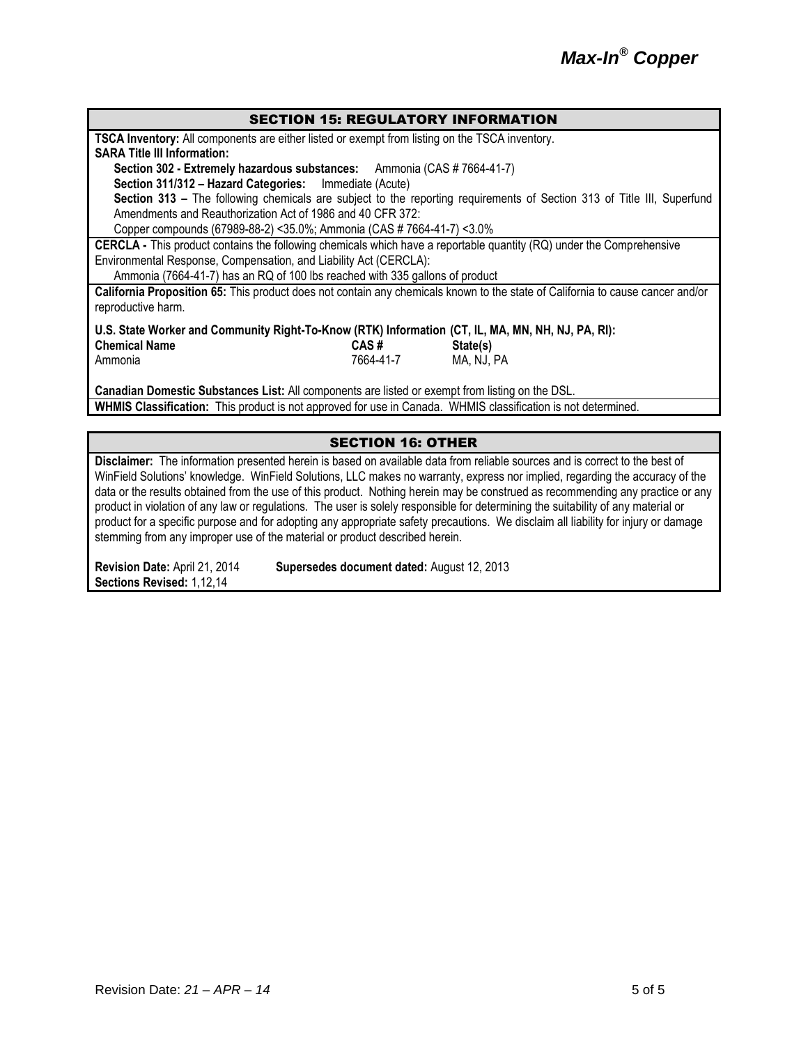## SECTION 15: REGULATORY INFORMATION

**TSCA Inventory:** All components are either listed or exempt from listing on the TSCA inventory.

**SARA Title III Information:**

**Section 302 - Extremely hazardous substances:** Ammonia (CAS # 7664-41-7)

**Section 311/312 – Hazard Categories:** Immediate (Acute)

**Section 313 –** The following chemicals are subject to the reporting requirements of Section 313 of Title III, Superfund Amendments and Reauthorization Act of 1986 and 40 CFR 372:

Copper compounds (67989-88-2) <35.0%; Ammonia (CAS # 7664-41-7) <3.0%

**CERCLA -** This product contains the following chemicals which have a reportable quantity (RQ) under the Comprehensive Environmental Response, Compensation, and Liability Act (CERCLA):

Ammonia (7664-41-7) has an RQ of 100 lbs reached with 335 gallons of product

**California Proposition 65:** This product does not contain any chemicals known to the state of California to cause cancer and/or reproductive harm.

**U.S. State Worker and Community Right-To-Know (RTK) Information (CT, IL, MA, MN, NH, NJ, PA, RI):**

| Chemical Name | CAS # | State(s) |
|---|---|---|
| Ammonia | 7664-41-7 | MA, NJ, PA |

**Canadian Domestic Substances List:** All components are listed or exempt from listing on the DSL.

**WHMIS Classification:** This product is not approved for use in Canada. WHMIS classification is not determined.

## SECTION 16: OTHER

**Disclaimer:** The information presented herein is based on available data from reliable sources and is correct to the best of WinField Solutions' knowledge. WinField Solutions, LLC makes no warranty, express nor implied, regarding the accuracy of the data or the results obtained from the use of this product. Nothing herein may be construed as recommending any practice or any product in violation of any law or regulations. The user is solely responsible for determining the suitability of any material or product for a specific purpose and for adopting any appropriate safety precautions. We disclaim all liability for injury or damage stemming from any improper use of the material or product described herein.

**Revision Date:** April 21, 2014 **Supersedes document dated:** August 12, 2013

**Sections Revised:** 1,12,14